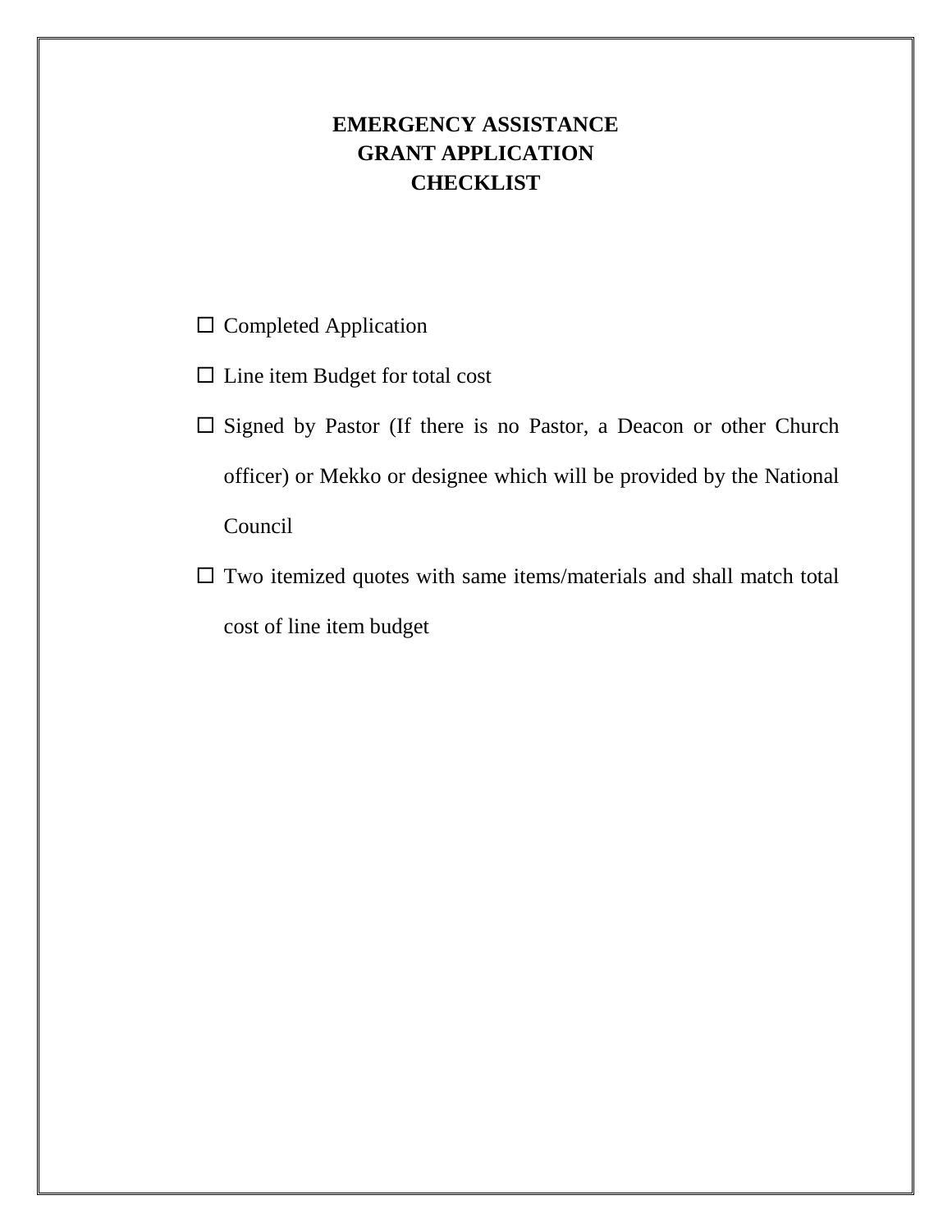# EMERGENCY ASSISTANCE
# GRANT APPLICATION
# CHECKLIST

- ☐ Completed Application
- ☐ Line item Budget for total cost
- ☐ Signed by Pastor (If there is no Pastor, a Deacon or other Church officer) or Mekko or designee which will be provided by the National Council
- ☐ Two itemized quotes with same items/materials and shall match total cost of line item budget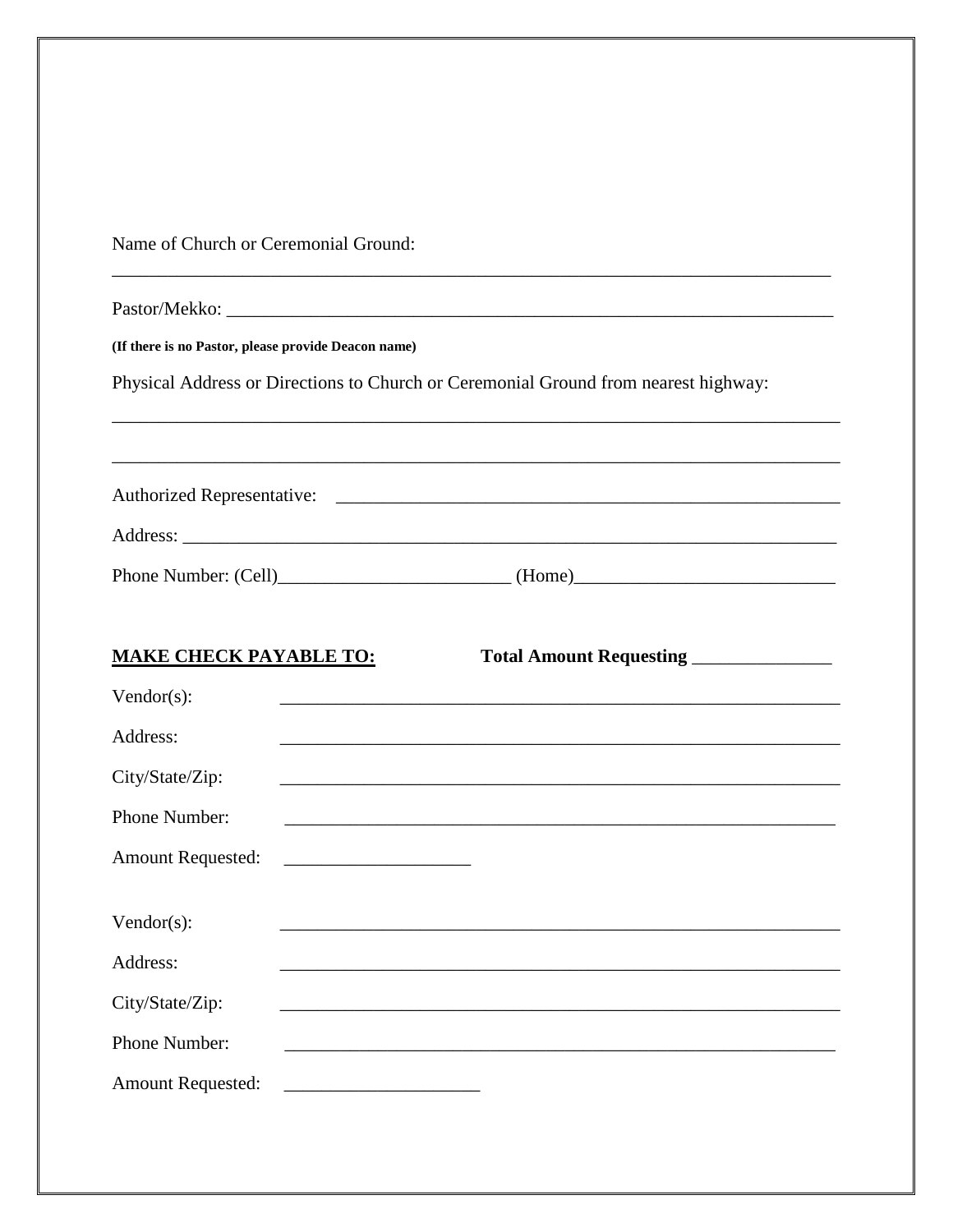Name of Church or Ceremonial Ground:

_______________________________________________________________________________

Pastor/Mekko: ___________________________________________________________________

**(If there is no Pastor, please provide Deacon name)**

Physical Address or Directions to Church or Ceremonial Ground from nearest highway:

________________________________________________________________________________

________________________________________________________________________________

Authorized Representative: ___________________________________________________

Address: _______________________________________________________________________

Phone Number: (Cell)_________________________ (Home)___________________________

**MAKE CHECK PAYABLE TO:** **Total Amount Requesting** _______________

Vendor(s): ______________________________________________________________

Address: ______________________________________________________________

City/State/Zip: ______________________________________________________________

Phone Number: ______________________________________________________________

Amount Requested: ____________________

Vendor(s): ______________________________________________________________

Address: ______________________________________________________________

City/State/Zip: ______________________________________________________________

Phone Number: ______________________________________________________________

Amount Requested: _____________________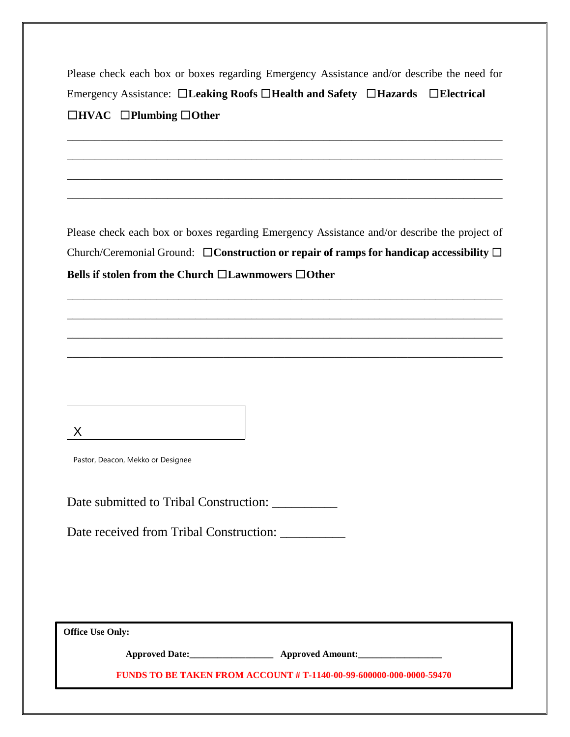Please check each box or boxes regarding Emergency Assistance and/or describe the need for Emergency Assistance: ☐**Leaking Roofs** ☐**Health and Safety** ☐**Hazards** ☐**Electrical** ☐**HVAC** ☐**Plumbing** ☐**Other**

\_\_\_\_\_\_\_\_\_\_\_\_\_\_\_\_\_\_\_\_\_\_\_\_\_\_\_\_\_\_\_\_\_\_\_\_\_\_\_\_\_\_\_\_\_\_\_\_\_\_\_\_\_\_\_\_\_\_\_\_\_\_\_\_\_\_\_\_\_\_\_\_\_\_

\_\_\_\_\_\_\_\_\_\_\_\_\_\_\_\_\_\_\_\_\_\_\_\_\_\_\_\_\_\_\_\_\_\_\_\_\_\_\_\_\_\_\_\_\_\_\_\_\_\_\_\_\_\_\_\_\_\_\_\_\_\_\_\_\_\_\_\_\_\_\_\_\_\_

\_\_\_\_\_\_\_\_\_\_\_\_\_\_\_\_\_\_\_\_\_\_\_\_\_\_\_\_\_\_\_\_\_\_\_\_\_\_\_\_\_\_\_\_\_\_\_\_\_\_\_\_\_\_\_\_\_\_\_\_\_\_\_\_\_\_\_\_\_\_\_\_\_\_

\_\_\_\_\_\_\_\_\_\_\_\_\_\_\_\_\_\_\_\_\_\_\_\_\_\_\_\_\_\_\_\_\_\_\_\_\_\_\_\_\_\_\_\_\_\_\_\_\_\_\_\_\_\_\_\_\_\_\_\_\_\_\_\_\_\_\_\_\_\_\_\_\_\_

Please check each box or boxes regarding Emergency Assistance and/or describe the project of Church/Ceremonial Ground: ☐**Construction or repair of ramps for handicap accessibility** ☐**Bells if stolen from the Church** ☐**Lawnmowers** ☐**Other**

\_\_\_\_\_\_\_\_\_\_\_\_\_\_\_\_\_\_\_\_\_\_\_\_\_\_\_\_\_\_\_\_\_\_\_\_\_\_\_\_\_\_\_\_\_\_\_\_\_\_\_\_\_\_\_\_\_\_\_\_\_\_\_\_\_\_\_\_\_\_\_\_\_\_

\_\_\_\_\_\_\_\_\_\_\_\_\_\_\_\_\_\_\_\_\_\_\_\_\_\_\_\_\_\_\_\_\_\_\_\_\_\_\_\_\_\_\_\_\_\_\_\_\_\_\_\_\_\_\_\_\_\_\_\_\_\_\_\_\_\_\_\_\_\_\_\_\_\_

\_\_\_\_\_\_\_\_\_\_\_\_\_\_\_\_\_\_\_\_\_\_\_\_\_\_\_\_\_\_\_\_\_\_\_\_\_\_\_\_\_\_\_\_\_\_\_\_\_\_\_\_\_\_\_\_\_\_\_\_\_\_\_\_\_\_\_\_\_\_\_\_\_\_

\_\_\_\_\_\_\_\_\_\_\_\_\_\_\_\_\_\_\_\_\_\_\_\_\_\_\_\_\_\_\_\_\_\_\_\_\_\_\_\_\_\_\_\_\_\_\_\_\_\_\_\_\_\_\_\_\_\_\_\_\_\_\_\_\_\_\_\_\_\_\_\_\_\_

X \_\_\_\_\_\_\_\_\_\_\_\_\_\_\_\_\_\_\_\_\_\_\_\_\_\_\_\_

Pastor, Deacon, Mekko or Designee

Date submitted to Tribal Construction: \_\_\_\_\_\_\_\_\_\_

Date received from Tribal Construction: \_\_\_\_\_\_\_\_\_\_

**Office Use Only:**

**Approved Date:\_\_\_\_\_\_\_\_\_\_\_\_\_\_\_\_\_\_ Approved Amount:\_\_\_\_\_\_\_\_\_\_\_\_\_\_\_\_\_\_**

**FUNDS TO BE TAKEN FROM ACCOUNT # T-1140-00-99-600000-000-0000-59470**